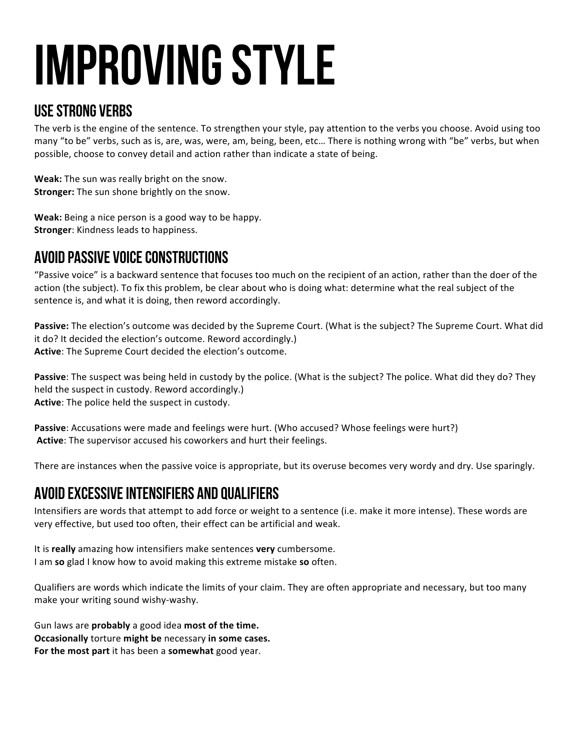# IMPROVING STYLE

## USE STRONG VERBS

The verb is the engine of the sentence. To strengthen your style, pay attention to the verbs you choose. Avoid using too many "to be" verbs, such as is, are, was, were, am, being, been, etc… There is nothing wrong with "be" verbs, but when possible, choose to convey detail and action rather than indicate a state of being.

**Weak:** The sun was really bright on the snow.
**Stronger:** The sun shone brightly on the snow.

**Weak:** Being a nice person is a good way to be happy.
**Stronger**: Kindness leads to happiness.

## AVOID PASSIVE VOICE CONSTRUCTIONS

"Passive voice" is a backward sentence that focuses too much on the recipient of an action, rather than the doer of the action (the subject). To fix this problem, be clear about who is doing what: determine what the real subject of the sentence is, and what it is doing, then reword accordingly.

**Passive:** The election's outcome was decided by the Supreme Court. (What is the subject? The Supreme Court. What did it do? It decided the election's outcome. Reword accordingly.)
**Active**: The Supreme Court decided the election's outcome.

**Passive**: The suspect was being held in custody by the police. (What is the subject? The police. What did they do? They held the suspect in custody. Reword accordingly.)
**Active**: The police held the suspect in custody.

**Passive**: Accusations were made and feelings were hurt. (Who accused? Whose feelings were hurt?)
**Active**: The supervisor accused his coworkers and hurt their feelings.

There are instances when the passive voice is appropriate, but its overuse becomes very wordy and dry. Use sparingly.

## AVOID EXCESSIVE INTENSIFIERS AND QUALIFIERS

Intensifiers are words that attempt to add force or weight to a sentence (i.e. make it more intense). These words are very effective, but used too often, their effect can be artificial and weak.

It is **really** amazing how intensifiers make sentences **very** cumbersome.
I am **so** glad I know how to avoid making this extreme mistake **so** often.

Qualifiers are words which indicate the limits of your claim. They are often appropriate and necessary, but too many make your writing sound wishy-washy.

Gun laws are **probably** a good idea **most of the time.**
**Occasionally** torture **might be** necessary **in some cases.**
**For the most part** it has been a **somewhat** good year.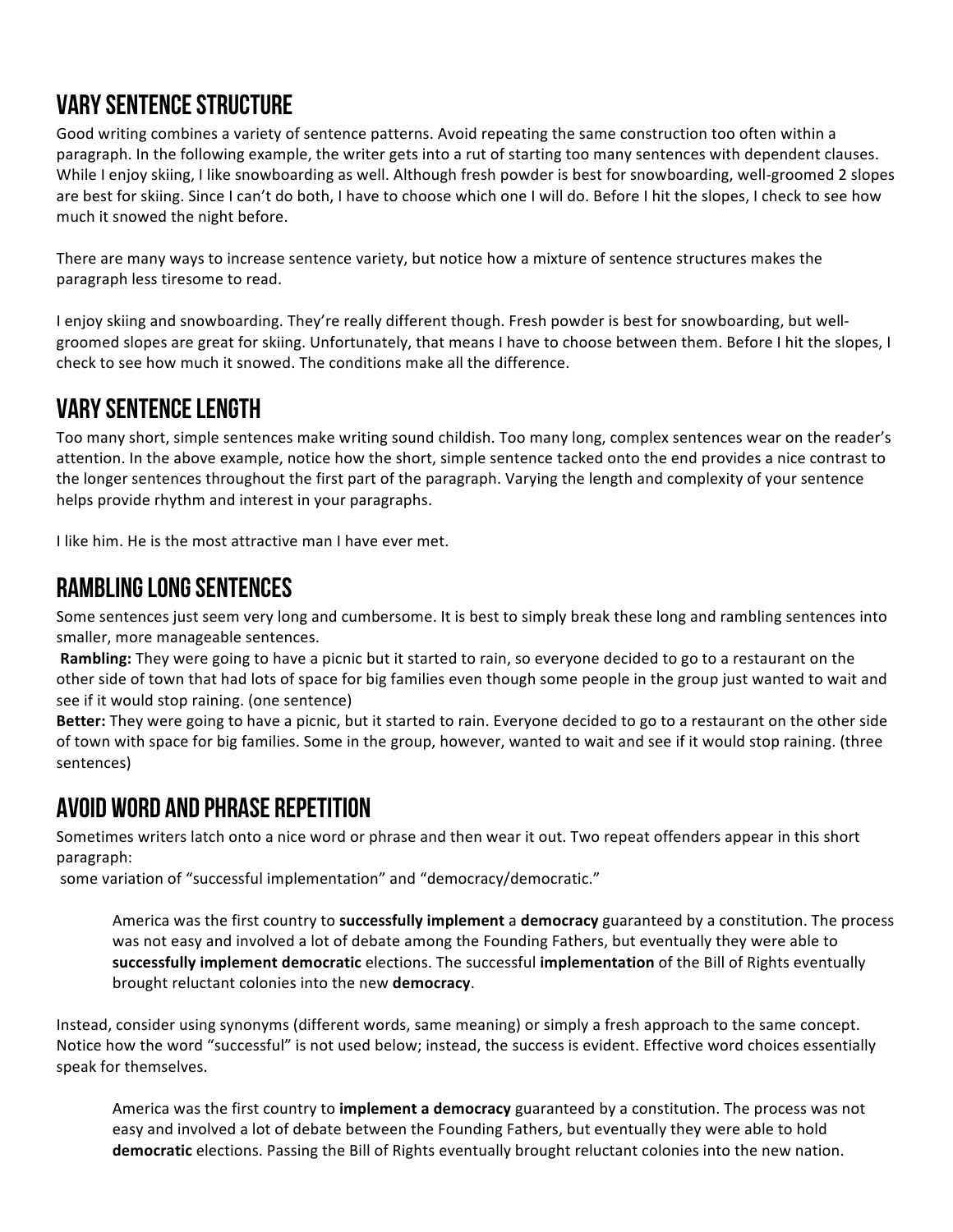## VARY SENTENCE STRUCTURE

Good writing combines a variety of sentence patterns. Avoid repeating the same construction too often within a paragraph. In the following example, the writer gets into a rut of starting too many sentences with dependent clauses. While I enjoy skiing, I like snowboarding as well. Although fresh powder is best for snowboarding, well-groomed 2 slopes are best for skiing. Since I can't do both, I have to choose which one I will do. Before I hit the slopes, I check to see how much it snowed the night before.

There are many ways to increase sentence variety, but notice how a mixture of sentence structures makes the paragraph less tiresome to read.

I enjoy skiing and snowboarding. They're really different though. Fresh powder is best for snowboarding, but well-groomed slopes are great for skiing. Unfortunately, that means I have to choose between them. Before I hit the slopes, I check to see how much it snowed. The conditions make all the difference.

## VARY SENTENCE LENGTH

Too many short, simple sentences make writing sound childish. Too many long, complex sentences wear on the reader's attention. In the above example, notice how the short, simple sentence tacked onto the end provides a nice contrast to the longer sentences throughout the first part of the paragraph. Varying the length and complexity of your sentence helps provide rhythm and interest in your paragraphs.

I like him. He is the most attractive man I have ever met.

## RAMBLING LONG SENTENCES

Some sentences just seem very long and cumbersome. It is best to simply break these long and rambling sentences into smaller, more manageable sentences.

**Rambling:** They were going to have a picnic but it started to rain, so everyone decided to go to a restaurant on the other side of town that had lots of space for big families even though some people in the group just wanted to wait and see if it would stop raining. (one sentence)

**Better:** They were going to have a picnic, but it started to rain. Everyone decided to go to a restaurant on the other side of town with space for big families. Some in the group, however, wanted to wait and see if it would stop raining. (three sentences)

## AVOID WORD AND PHRASE REPETITION

Sometimes writers latch onto a nice word or phrase and then wear it out. Two repeat offenders appear in this short paragraph:

some variation of "successful implementation" and "democracy/democratic."

> America was the first country to **successfully implement** a **democracy** guaranteed by a constitution. The process was not easy and involved a lot of debate among the Founding Fathers, but eventually they were able to **successfully implement democratic** elections. The successful **implementation** of the Bill of Rights eventually brought reluctant colonies into the new **democracy**.

Instead, consider using synonyms (different words, same meaning) or simply a fresh approach to the same concept. Notice how the word "successful" is not used below; instead, the success is evident. Effective word choices essentially speak for themselves.

> America was the first country to **implement a democracy** guaranteed by a constitution. The process was not easy and involved a lot of debate between the Founding Fathers, but eventually they were able to hold **democratic** elections. Passing the Bill of Rights eventually brought reluctant colonies into the new nation.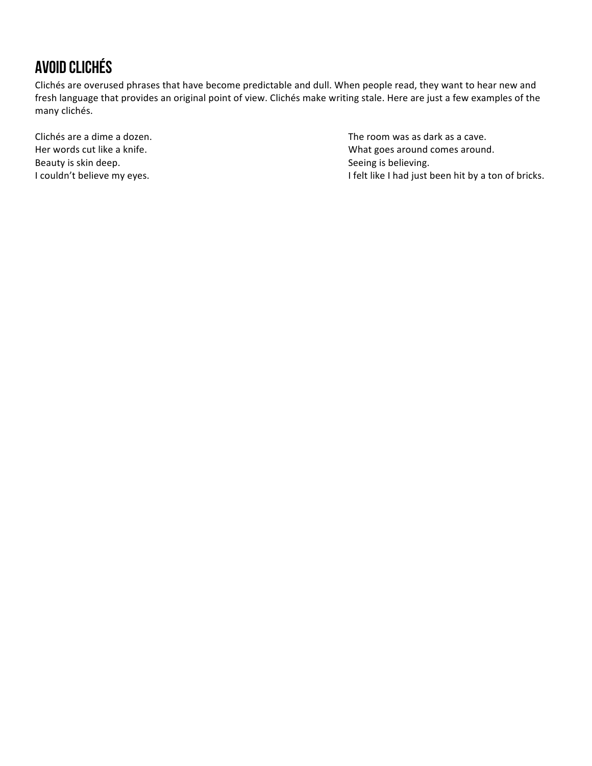## AVOID CLICHÉS

Clichés are overused phrases that have become predictable and dull. When people read, they want to hear new and fresh language that provides an original point of view. Clichés make writing stale. Here are just a few examples of the many clichés.

Clichés are a dime a dozen.
Her words cut like a knife.
Beauty is skin deep.
I couldn't believe my eyes.

The room was as dark as a cave.
What goes around comes around.
Seeing is believing.
I felt like I had just been hit by a ton of bricks.